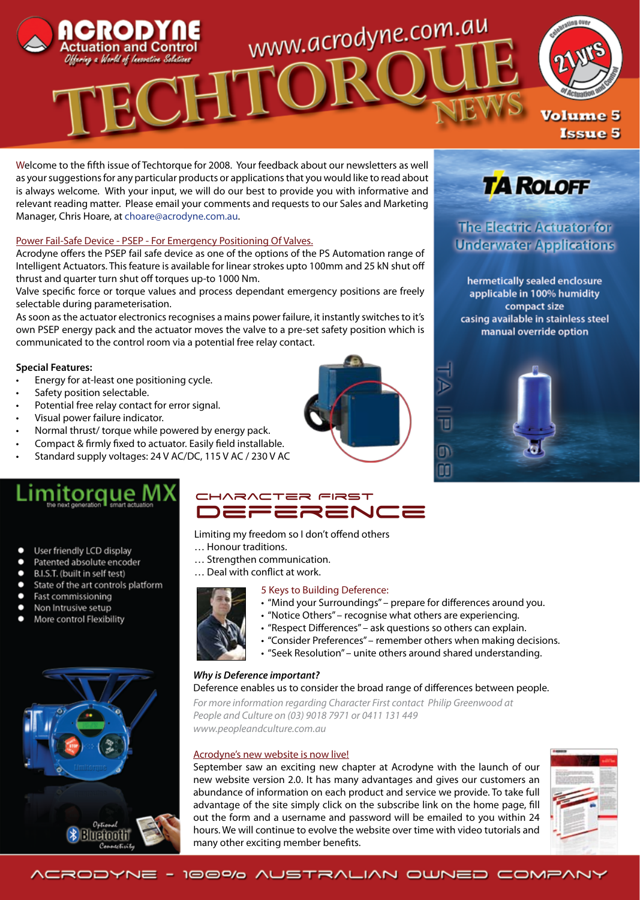# ACRODYNE Actuation and Control

*Offering a World of Innovative Solutions*

www.acrodyne.com.au

# TECHTORQUE NEWS

Celebrating over 21 yrs of Actuation and Control

Volume 5 Issue 5

Welcome to the fifth issue of Techtorque for 2008. Your feedback about our newsletters as well as your suggestions for any particular products or applications that you would like to read about is always welcome. With your input, we will do our best to provide you with informative and relevant reading matter. Please email your comments and requests to our Sales and Marketing Manager, Chris Hoare, at choare@acrodyne.com.au.

## Power Fail-Safe Device - PSEP - For Emergency Positioning Of Valves.

Acrodyne offers the PSEP fail safe device as one of the options of the PS Automation range of Intelligent Actuators. This feature is available for linear strokes upto 100mm and 25 kN shut off thrust and quarter turn shut off torques up-to 1000 Nm.

Valve specific force or torque values and process dependant emergency positions are freely selectable during parameterisation.

As soon as the actuator electronics recognises a mains power failure, it instantly switches to it's own PSEP energy pack and the actuator moves the valve to a pre-set safety position which is communicated to the control room via a potential free relay contact.

**Special Features:**

- Energy for at-least one positioning cycle.
- Safety position selectable.
- Potential free relay contact for error signal.
- Visual power failure indicator.
- Normal thrust/ torque while powered by energy pack.
- Compact & firmly fixed to actuator. Easily field installable.
- Standard supply voltages: 24 V AC/DC, 115 V AC / 230 V AC

## TA ROLOFF

### The Electric Actuator for Underwater Applications

hermetically sealed enclosure
applicable in 100% humidity
compact size
casing available in stainless steel
manual override option

TA IP 68

## Limitorque MX

the next generation | smart actuation

- User friendly LCD display
- Patented absolute encoder
- B.I.S.T. (built in self test)
- State of the art controls platform
- Fast commissioning
- Non Intrusive setup
- More control Flexibility

Optional Bluetooth Connectivity

## CHARACTER FIRST DEFERENCE

Limiting my freedom so I don't offend others
… Honour traditions.
… Strengthen communication.
… Deal with conflict at work.

5 Keys to Building Deference:

- "Mind your Surroundings" – prepare for differences around you.
- "Notice Others" – recognise what others are experiencing.
- "Respect Differences" – ask questions so others can explain.
- "Consider Preferences" – remember others when making decisions.
- "Seek Resolution" – unite others around shared understanding.

***Why is Deference important?***

Deference enables us to consider the broad range of differences between people.

*For more information regarding Character First contact Philip Greenwood at People and Culture on (03) 9018 7971 or 0411 131 449 www.peopleandculture.com.au*

## Acrodyne's new website is now live!

September saw an exciting new chapter at Acrodyne with the launch of our new website version 2.0. It has many advantages and gives our customers an abundance of information on each product and service we provide. To take full advantage of the site simply click on the subscribe link on the home page, fill out the form and a username and password will be emailed to you within 24 hours. We will continue to evolve the website over time with video tutorials and many other exciting member benefits.

ACRODYNE - 100% AUSTRALIAN OWNED COMPANY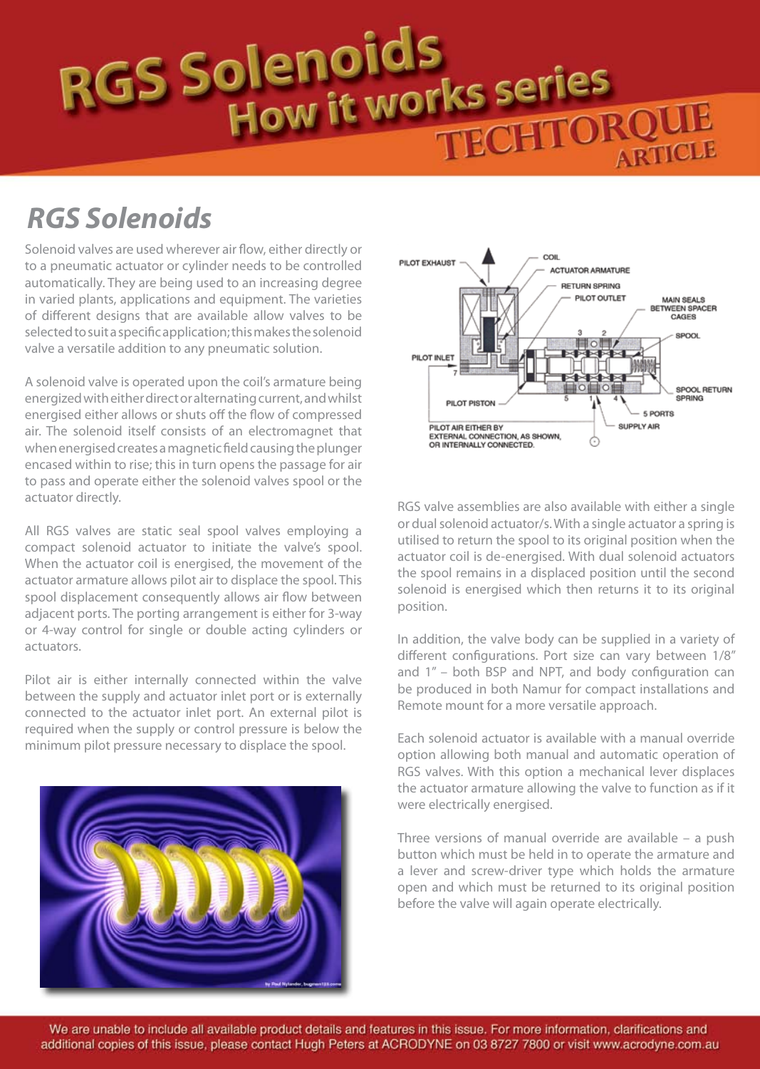# RGS Solenoids

## How it works series

TECHTORQUE ARTICLE

## RGS Solenoids

Solenoid valves are used wherever air flow, either directly or to a pneumatic actuator or cylinder needs to be controlled automatically. They are being used to an increasing degree in varied plants, applications and equipment. The varieties of different designs that are available allow valves to be selected to suit a specific application; this makes the solenoid valve a versatile addition to any pneumatic solution.

A solenoid valve is operated upon the coil's armature being energized with either direct or alternating current, and whilst energised either allows or shuts off the flow of compressed air. The solenoid itself consists of an electromagnet that when energised creates a magnetic field causing the plunger encased within to rise; this in turn opens the passage for air to pass and operate either the solenoid valves spool or the actuator directly.

All RGS valves are static seal spool valves employing a compact solenoid actuator to initiate the valve's spool. When the actuator coil is energised, the movement of the actuator armature allows pilot air to displace the spool. This spool displacement consequently allows air flow between adjacent ports. The porting arrangement is either for 3-way or 4-way control for single or double acting cylinders or actuators.

Pilot air is either internally connected within the valve between the supply and actuator inlet port or is externally connected to the actuator inlet port. An external pilot is required when the supply or control pressure is below the minimum pilot pressure necessary to displace the spool.

PILOT EXHAUST
COIL
ACTUATOR ARMATURE
RETURN SPRING
PILOT OUTLET
MAIN SEALS BETWEEN SPACER CAGES
SPOOL
PILOT INLET
SPOOL RETURN SPRING
PILOT PISTON
5 PORTS
SUPPLY AIR
PILOT AIR EITHER BY EXTERNAL CONNECTION, AS SHOWN, OR INTERNALLY CONNECTED.

RGS valve assemblies are also available with either a single or dual solenoid actuator/s. With a single actuator a spring is utilised to return the spool to its original position when the actuator coil is de-energised. With dual solenoid actuators the spool remains in a displaced position until the second solenoid is energised which then returns it to its original position.

In addition, the valve body can be supplied in a variety of different configurations. Port size can vary between 1/8" and 1" – both BSP and NPT, and body configuration can be produced in both Namur for compact installations and Remote mount for a more versatile approach.

Each solenoid actuator is available with a manual override option allowing both manual and automatic operation of RGS valves. With this option a mechanical lever displaces the actuator armature allowing the valve to function as if it were electrically energised.

Three versions of manual override are available – a push button which must be held in to operate the armature and a lever and screw-driver type which holds the armature open and which must be returned to its original position before the valve will again operate electrically.

We are unable to include all available product details and features in this issue. For more information, clarifications and additional copies of this issue, please contact Hugh Peters at ACRODYNE on 03 8727 7800 or visit www.acrodyne.com.au